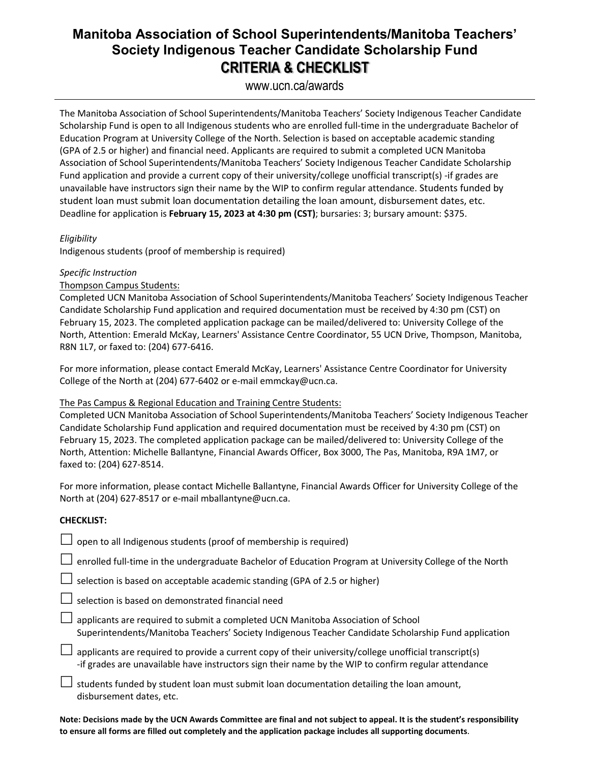# Manitoba Association of School Superintendents/Manitoba Teachers' Society Indigenous Teacher Candidate Scholarship Fund

## CRITERIA & CHECKLIST

www.ucn.ca/awards

---

The Manitoba Association of School Superintendents/Manitoba Teachers' Society Indigenous Teacher Candidate Scholarship Fund is open to all Indigenous students who are enrolled full-time in the undergraduate Bachelor of Education Program at University College of the North. Selection is based on acceptable academic standing (GPA of 2.5 or higher) and financial need. Applicants are required to submit a completed UCN Manitoba Association of School Superintendents/Manitoba Teachers' Society Indigenous Teacher Candidate Scholarship Fund application and provide a current copy of their university/college unofficial transcript(s) -if grades are unavailable have instructors sign their name by the WIP to confirm regular attendance. Students funded by student loan must submit loan documentation detailing the loan amount, disbursement dates, etc. Deadline for application is **February 15, 2023 at 4:30 pm (CST)**; bursaries: 3; bursary amount: $375.

*Eligibility*

Indigenous students (proof of membership is required)

*Specific Instruction*

Thompson Campus Students:

Completed UCN Manitoba Association of School Superintendents/Manitoba Teachers' Society Indigenous Teacher Candidate Scholarship Fund application and required documentation must be received by 4:30 pm (CST) on February 15, 2023. The completed application package can be mailed/delivered to: University College of the North, Attention: Emerald McKay, Learners' Assistance Centre Coordinator, 55 UCN Drive, Thompson, Manitoba, R8N 1L7, or faxed to: (204) 677-6416.

For more information, please contact Emerald McKay, Learners' Assistance Centre Coordinator for University College of the North at (204) 677-6402 or e-mail emmckay@ucn.ca.

The Pas Campus & Regional Education and Training Centre Students:

Completed UCN Manitoba Association of School Superintendents/Manitoba Teachers' Society Indigenous Teacher Candidate Scholarship Fund application and required documentation must be received by 4:30 pm (CST) on February 15, 2023. The completed application package can be mailed/delivered to: University College of the North, Attention: Michelle Ballantyne, Financial Awards Officer, Box 3000, The Pas, Manitoba, R9A 1M7, or faxed to: (204) 627-8514.

For more information, please contact Michelle Ballantyne, Financial Awards Officer for University College of the North at (204) 627-8517 or e-mail mballantyne@ucn.ca.

**CHECKLIST:**

- ☐ open to all Indigenous students (proof of membership is required)
- ☐ enrolled full-time in the undergraduate Bachelor of Education Program at University College of the North
- ☐ selection is based on acceptable academic standing (GPA of 2.5 or higher)
- ☐ selection is based on demonstrated financial need
- ☐ applicants are required to submit a completed UCN Manitoba Association of School Superintendents/Manitoba Teachers' Society Indigenous Teacher Candidate Scholarship Fund application
- ☐ applicants are required to provide a current copy of their university/college unofficial transcript(s) -if grades are unavailable have instructors sign their name by the WIP to confirm regular attendance
- ☐ students funded by student loan must submit loan documentation detailing the loan amount, disbursement dates, etc.

**Note: Decisions made by the UCN Awards Committee are final and not subject to appeal. It is the student's responsibility to ensure all forms are filled out completely and the application package includes all supporting documents**.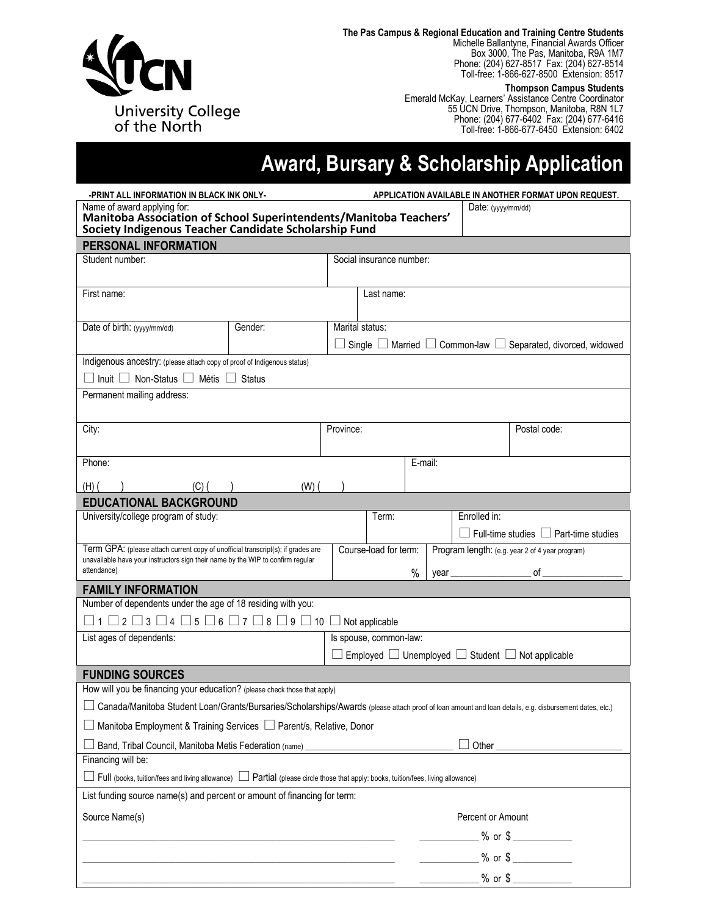University College of the North

**The Pas Campus & Regional Education and Training Centre Students**
Michelle Ballantyne, Financial Awards Officer
Box 3000, The Pas, Manitoba, R9A 1M7
Phone: (204) 627-8517 Fax: (204) 627-8514
Toll-free: 1-866-627-8500 Extension: 8517

**Thompson Campus Students**
Emerald McKay, Learners' Assistance Centre Coordinator
55 UCN Drive, Thompson, Manitoba, R8N 1L7
Phone: (204) 677-6402 Fax: (204) 677-6416
Toll-free: 1-866-677-6450 Extension: 6402

# Award, Bursary & Scholarship Application

**-PRINT ALL INFORMATION IN BLACK INK ONLY-** **APPLICATION AVAILABLE IN ANOTHER FORMAT UPON REQUEST.**

| Name of award applying for: **Manitoba Association of School Superintendents/Manitoba Teachers' Society Indigenous Teacher Candidate Scholarship Fund** | Date: (yyyy/mm/dd) |
|---|---|

## PERSONAL INFORMATION

| | | |
|---|---|---|
| Student number: | | Social insurance number: |
| First name: | | Last name: |
| Date of birth: (yyyy/mm/dd) | Gender: | Marital status: ☐ Single ☐ Married ☐ Common-law ☐ Separated, divorced, widowed |

Indigenous ancestry: (please attach copy of proof of Indigenous status)
☐ Inuit ☐ Non-Status ☐ Métis ☐ Status

Permanent mailing address:

| | | |
|---|---|---|
| City: | Province: | Postal code: |

| | |
|---|---|
| Phone: (H) ( ) (C) ( ) (W) ( ) | E-mail: |

## EDUCATIONAL BACKGROUND

| | | |
|---|---|---|
| University/college program of study: | Term: | Enrolled in: ☐ Full-time studies ☐ Part-time studies |
| Term GPA: (please attach current copy of unofficial transcript(s); if grades are unavailable have your instructors sign their name by the WIP to confirm regular attendance) | Course-load for term: % | Program length: (e.g. year 2 of 4 year program) year ________ of ________ |

## FAMILY INFORMATION

Number of dependents under the age of 18 residing with you:
☐ 1 ☐ 2 ☐ 3 ☐ 4 ☐ 5 ☐ 6 ☐ 7 ☐ 8 ☐ 9 ☐ 10 ☐ Not applicable

| | |
|---|---|
| List ages of dependents: | Is spouse, common-law: ☐ Employed ☐ Unemployed ☐ Student ☐ Not applicable |

## FUNDING SOURCES

How will you be financing your education? (please check those that apply)

☐ Canada/Manitoba Student Loan/Grants/Bursaries/Scholarships/Awards (please attach proof of loan amount and loan details, e.g. disbursement dates, etc.)

☐ Manitoba Employment & Training Services ☐ Parent/s, Relative, Donor

☐ Band, Tribal Council, Manitoba Metis Federation (name) ______________________________ ☐ Other ________________________

Financing will be:

☐ Full (books, tuition/fees and living allowance) ☐ Partial (please circle those that apply: books, tuition/fees, living allowance)

List funding source name(s) and percent or amount of financing for term:

| Source Name(s) | Percent or Amount |
|---|---|
| ____________________________________________ | ________ % or $ ________ |
| ____________________________________________ | ________ % or $ ________ |
| ____________________________________________ | ________ % or $ ________ |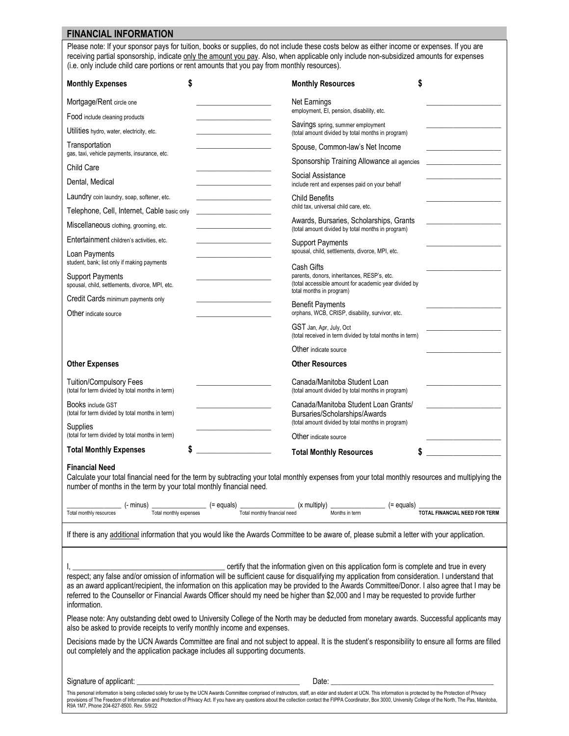## FINANCIAL INFORMATION

Please note: If your sponsor pays for tuition, books or supplies, do not include these costs below as either income or expenses. If you are receiving partial sponsorship, indicate only the amount you pay. Also, when applicable only include non-subsidized amounts for expenses (i.e. only include child care portions or rent amounts that you pay from monthly resources).

| **Monthly Expenses** | **$** | **Monthly Resources** | **$** |
|---|---|---|---|
| Mortgage/Rent circle one | ____________ | Net Earnings employment, EI, pension, disability, etc. | ____________ |
| Food include cleaning products | ____________ | Savings spring, summer employment (total amount divided by total months in program) | ____________ |
| Utilities hydro, water, electricity, etc. | ____________ | Spouse, Common-law's Net Income | ____________ |
| Transportation gas, taxi, vehicle payments, insurance, etc. | ____________ | Sponsorship Training Allowance all agencies | ____________ |
| Child Care | ____________ | Social Assistance include rent and expenses paid on your behalf | ____________ |
| Dental, Medical | ____________ | Child Benefits child tax, universal child care, etc. | ____________ |
| Laundry coin laundry, soap, softener, etc. | ____________ | Awards, Bursaries, Scholarships, Grants (total amount divided by total months in program) | ____________ |
| Telephone, Cell, Internet, Cable basic only | ____________ | Support Payments spousal, child, settlements, divorce, MPI, etc. | ____________ |
| Miscellaneous clothing, grooming, etc. | ____________ | Cash Gifts parents, donors, inheritances, RESP's, etc. (total accessible amount for academic year divided by total months in program) | ____________ |
| Entertainment children's activities, etc. | ____________ | Benefit Payments orphans, WCB, CRISP, disability, survivor, etc. | ____________ |
| Loan Payments student, bank; list only if making payments | ____________ | GST Jan, Apr, July, Oct (total received in term divided by total months in term) | ____________ |
| Support Payments spousal, child, settlements, divorce, MPI, etc. | ____________ | Other indicate source | ____________ |
| Credit Cards minimum payments only | ____________ | | |
| Other indicate source | ____________ | | |
| **Other Expenses** | | **Other Resources** | |
| Tuition/Compulsory Fees (total for term divided by total months in term) | ____________ | Canada/Manitoba Student Loan (total amount divided by total months in program) | ____________ |
| Books include GST (total for term divided by total months in term) | ____________ | Canada/Manitoba Student Loan Grants/ Bursaries/Scholarships/Awards (total amount divided by total months in program) | ____________ |
| Supplies (total for term divided by total months in term) | ____________ | Other indicate source | ____________ |
| **Total Monthly Expenses** | **$** ____________ | **Total Monthly Resources** | **$** ____________ |

**Financial Need**

Calculate your total financial need for the term by subtracting your total monthly expenses from your total monthly resources and multiplying the number of months in the term by your total monthly financial need.

____________ (- minus) ____________ (= equals) ____________ (x multiply) ____________ (= equals) ____________

Total monthly resources — Total monthly expenses — Total monthly financial need — Months in term — **TOTAL FINANCIAL NEED FOR TERM**

If there is any additional information that you would like the Awards Committee to be aware of, please submit a letter with your application.

I, ______________________________ certify that the information given on this application form is complete and true in every respect; any false and/or omission of information will be sufficient cause for disqualifying my application from consideration. I understand that as an award applicant/recipient, the information on this application may be provided to the Awards Committee/Donor. I also agree that I may be referred to the Counsellor or Financial Awards Officer should my need be higher than $2,000 and I may be requested to provide further information.

Please note: Any outstanding debt owed to University College of the North may be deducted from monetary awards. Successful applicants may also be asked to provide receipts to verify monthly income and expenses.

Decisions made by the UCN Awards Committee are final and not subject to appeal. It is the student's responsibility to ensure all forms are filled out completely and the application package includes all supporting documents.

Signature of applicant: ______________________________ Date: ______________________________

This personal information is being collected solely for use by the UCN Awards Committee comprised of instructors, staff, an elder and student at UCN. This information is protected by the Protection of Privacy provisions of The Freedom of Information and Protection of Privacy Act. If you have any questions about the collection contact the FIPPA Coordinator, Box 3000, University College of the North, The Pas, Manitoba, R9A 1M7, Phone 204-627-8500. Rev. 5/9/22